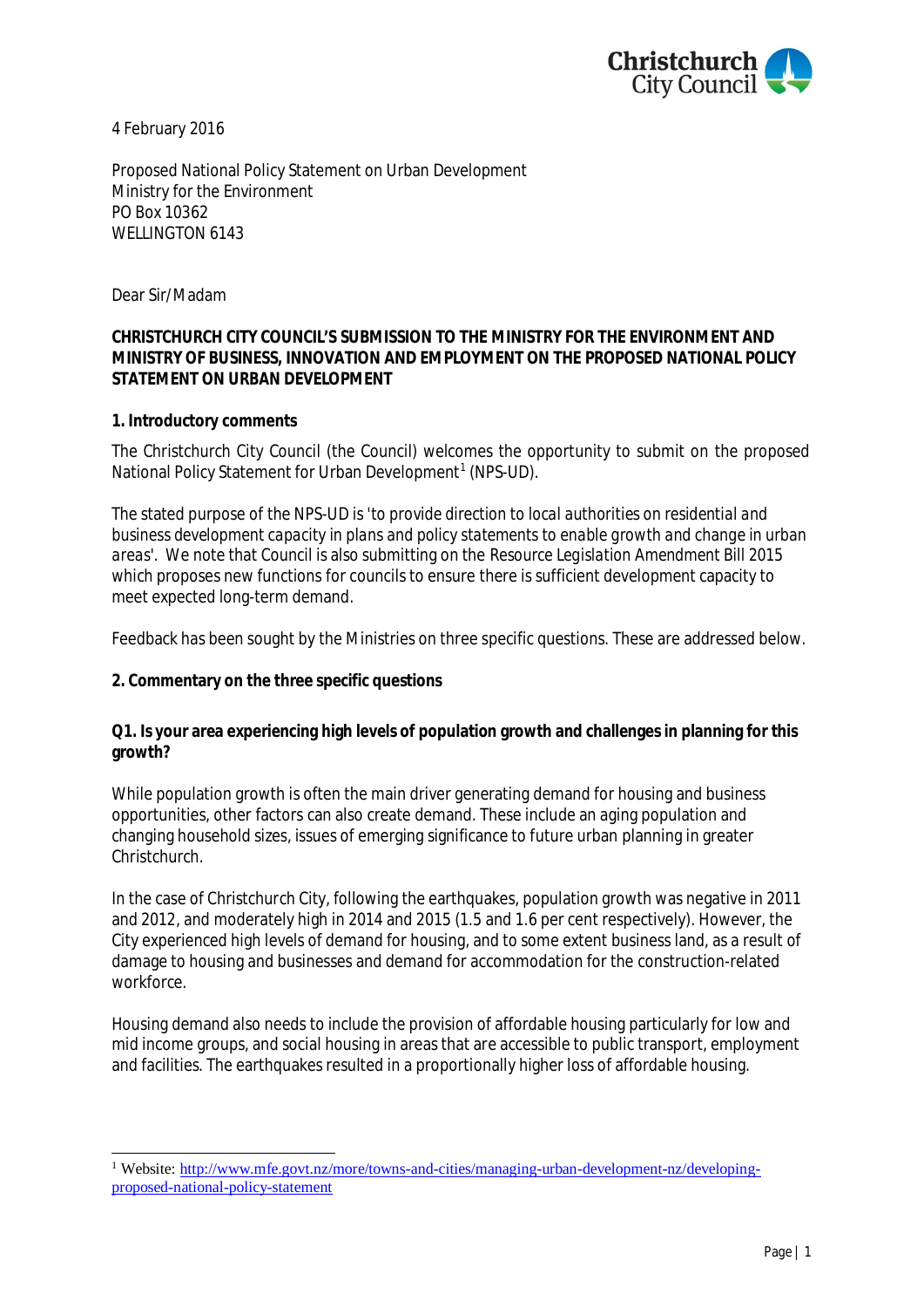Christchurch City Council

4 February 2016

Proposed National Policy Statement on Urban Development
Ministry for the Environment
PO Box 10362
WELLINGTON 6143

Dear Sir/Madam

**CHRISTCHURCH CITY COUNCIL'S SUBMISSION TO THE MINISTRY FOR THE ENVIRONMENT AND MINISTRY OF BUSINESS, INNOVATION AND EMPLOYMENT ON THE PROPOSED NATIONAL POLICY STATEMENT ON URBAN DEVELOPMENT**

**1. Introductory comments**

The Christchurch City Council (the Council) welcomes the opportunity to submit on the proposed National Policy Statement for Urban Development[1] (NPS-UD).

The stated purpose of the NPS-UD is '*to provide direction to local authorities on residential and business development capacity in plans and policy statements to enable growth and change in urban areas*'. We note that Council is also submitting on the Resource Legislation Amendment Bill 2015 which proposes new functions for councils to ensure there is sufficient development capacity to meet expected long-term demand.

Feedback has been sought by the Ministries on three specific questions. These are addressed below.

**2. Commentary on the three specific questions**

**Q1. Is your area experiencing high levels of population growth and challenges in planning for this growth?**

While population growth is often the main driver generating demand for housing and business opportunities, other factors can also create demand. These include an aging population and changing household sizes, issues of emerging significance to future urban planning in greater Christchurch.

In the case of Christchurch City, following the earthquakes, population growth was negative in 2011 and 2012, and moderately high in 2014 and 2015 (1.5 and 1.6 per cent respectively). However, the City experienced high levels of demand for housing, and to some extent business land, as a result of damage to housing and businesses and demand for accommodation for the construction-related workforce.

Housing demand also needs to include the provision of affordable housing particularly for low and mid income groups, and social housing in areas that are accessible to public transport, employment and facilities. The earthquakes resulted in a proportionally higher loss of affordable housing.

[1] Website: http://www.mfe.govt.nz/more/towns-and-cities/managing-urban-development-nz/developing-proposed-national-policy-statement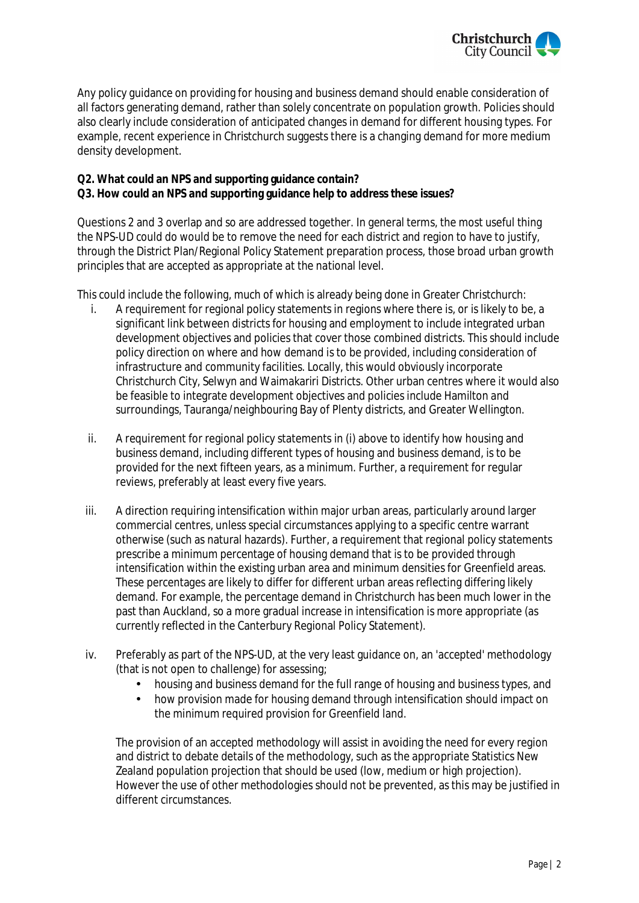Any policy guidance on providing for housing and business demand should enable consideration of all factors generating demand, rather than solely concentrate on population growth. Policies should also clearly include consideration of anticipated changes in demand for different housing types. For example, recent experience in Christchurch suggests there is a changing demand for more medium density development.

**Q2. What could an NPS and supporting guidance contain?**
**Q3. How could an NPS and supporting guidance help to address these issues?**

Questions 2 and 3 overlap and so are addressed together. In general terms, the most useful thing the NPS-UD could do would be to remove the need for each district and region to have to justify, through the District Plan/Regional Policy Statement preparation process, those broad urban growth principles that are accepted as appropriate at the national level.

This could include the following, much of which is already being done in Greater Christchurch:

i. A requirement for regional policy statements in regions where there is, or is likely to be, a significant link between districts for housing and employment to include integrated urban development objectives and policies that cover those combined districts. This should include policy direction on where and how demand is to be provided, including consideration of infrastructure and community facilities. Locally, this would obviously incorporate Christchurch City, Selwyn and Waimakariri Districts. Other urban centres where it would also be feasible to integrate development objectives and policies include Hamilton and surroundings, Tauranga/neighbouring Bay of Plenty districts, and Greater Wellington.

ii. A requirement for regional policy statements in (i) above to identify how housing and business demand, including different types of housing and business demand, is to be provided for the next fifteen years, as a minimum. Further, a requirement for regular reviews, preferably at least every five years.

iii. A direction requiring intensification within major urban areas, particularly around larger commercial centres, unless special circumstances applying to a specific centre warrant otherwise (such as natural hazards). Further, a requirement that regional policy statements prescribe a minimum percentage of housing demand that is to be provided through intensification within the existing urban area and minimum densities for Greenfield areas. These percentages are likely to differ for different urban areas reflecting differing likely demand. For example, the percentage demand in Christchurch has been much lower in the past than Auckland, so a more gradual increase in intensification is more appropriate (as currently reflected in the Canterbury Regional Policy Statement).

iv. Preferably as part of the NPS-UD, at the very least guidance on, an 'accepted' methodology (that is not open to challenge) for assessing;
   - housing and business demand for the full range of housing and business types, and
   - how provision made for housing demand through intensification should impact on the minimum required provision for Greenfield land.

   The provision of an accepted methodology will assist in avoiding the need for every region and district to debate details of the methodology, such as the appropriate Statistics New Zealand population projection that should be used (low, medium or high projection). However the use of other methodologies should not be prevented, as this may be justified in different circumstances.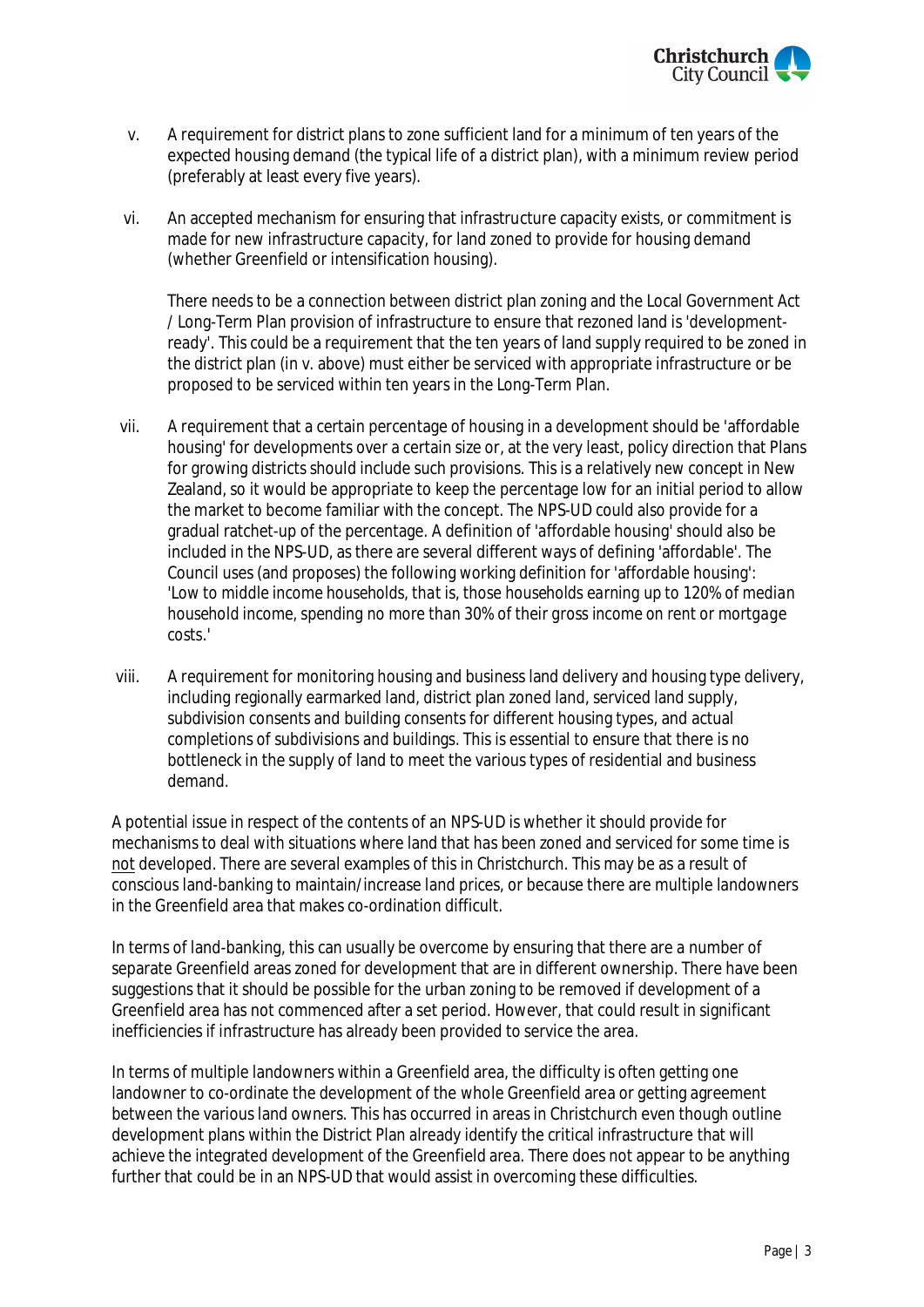v. A requirement for district plans to zone sufficient land for a minimum of ten years of the expected housing demand (the typical life of a district plan), with a minimum review period (preferably at least every five years).

vi. An accepted mechanism for ensuring that infrastructure capacity exists, or commitment is made for new infrastructure capacity, for land zoned to provide for housing demand (whether Greenfield or intensification housing).

   There needs to be a connection between district plan zoning and the Local Government Act / Long-Term Plan provision of infrastructure to ensure that rezoned land is 'development-ready'. This could be a requirement that the ten years of land supply required to be zoned in the district plan (in v. above) must either be serviced with appropriate infrastructure or be proposed to be serviced within ten years in the Long-Term Plan.

vii. A requirement that a certain percentage of housing in a development should be 'affordable housing' for developments over a certain size or, at the very least, policy direction that Plans for growing districts should include such provisions. This is a relatively new concept in New Zealand, so it would be appropriate to keep the percentage low for an initial period to allow the market to become familiar with the concept. The NPS-UD could also provide for a gradual ratchet-up of the percentage. A definition of 'affordable housing' should also be included in the NPS-UD, as there are several different ways of defining 'affordable'. The Council uses (and proposes) the following working definition for 'affordable housing': *'Low to middle income households, that is, those households earning up to 120% of median household income, spending no more than 30% of their gross income on rent or mortgage costs.'*

viii. A requirement for monitoring housing and business land delivery and housing type delivery, including regionally earmarked land, district plan zoned land, serviced land supply, subdivision consents and building consents for different housing types, and actual completions of subdivisions and buildings. This is essential to ensure that there is no bottleneck in the supply of land to meet the various types of residential and business demand.

A potential issue in respect of the contents of an NPS-UD is whether it should provide for mechanisms to deal with situations where land that has been zoned and serviced for some time is <u>not</u> developed. There are several examples of this in Christchurch. This may be as a result of conscious land-banking to maintain/increase land prices, or because there are multiple landowners in the Greenfield area that makes co-ordination difficult.

In terms of land-banking, this can usually be overcome by ensuring that there are a number of separate Greenfield areas zoned for development that are in different ownership. There have been suggestions that it should be possible for the urban zoning to be removed if development of a Greenfield area has not commenced after a set period. However, that could result in significant inefficiencies if infrastructure has already been provided to service the area.

In terms of multiple landowners within a Greenfield area, the difficulty is often getting one landowner to co-ordinate the development of the whole Greenfield area or getting agreement between the various land owners. This has occurred in areas in Christchurch even though outline development plans within the District Plan already identify the critical infrastructure that will achieve the integrated development of the Greenfield area. There does not appear to be anything further that could be in an NPS-UD that would assist in overcoming these difficulties.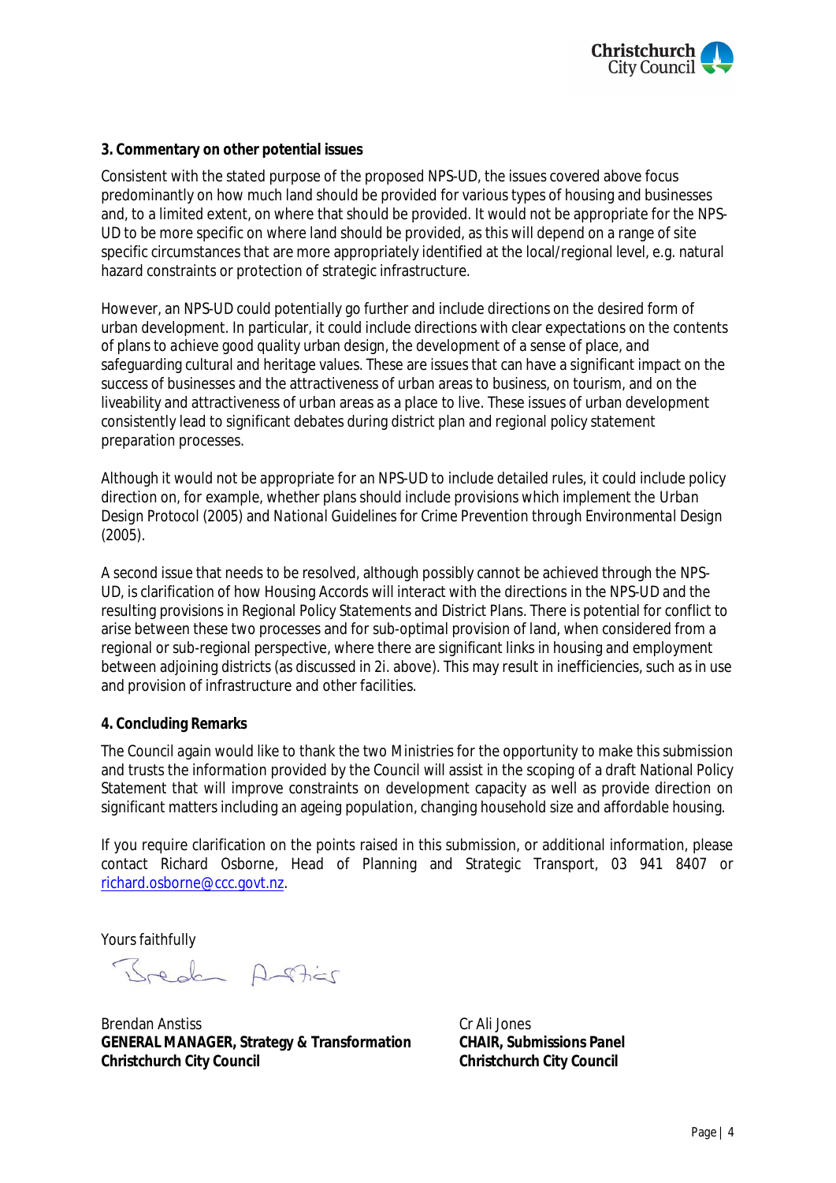**3. Commentary on other potential issues**

Consistent with the stated purpose of the proposed NPS-UD, the issues covered above focus predominantly on how much land should be provided for various types of housing and businesses and, to a limited extent, on where that should be provided. It would not be appropriate for the NPS-UD to be more specific on where land should be provided, as this will depend on a range of site specific circumstances that are more appropriately identified at the local/regional level, e.g. natural hazard constraints or protection of strategic infrastructure.

However, an NPS-UD could potentially go further and include directions on the desired form of urban development. In particular, it could include directions with clear expectations on the contents of plans to achieve good quality urban design, the development of a sense of place, and safeguarding cultural and heritage values. These are issues that can have a significant impact on the success of businesses and the attractiveness of urban areas to business, on tourism, and on the liveability and attractiveness of urban areas as a place to live. These issues of urban development consistently lead to significant debates during district plan and regional policy statement preparation processes.

Although it would not be appropriate for an NPS-UD to include detailed rules, it could include policy direction on, for example, whether plans should include provisions which implement the *Urban Design Protocol* (2005) and *National Guidelines for Crime Prevention through Environmental Design* (2005).

A second issue that needs to be resolved, although possibly cannot be achieved through the NPS-UD, is clarification of how Housing Accords will interact with the directions in the NPS-UD and the resulting provisions in Regional Policy Statements and District Plans. There is potential for conflict to arise between these two processes and for sub-optimal provision of land, when considered from a regional or sub-regional perspective, where there are significant links in housing and employment between adjoining districts (as discussed in 2i. above). This may result in inefficiencies, such as in use and provision of infrastructure and other facilities.

**4. Concluding Remarks**

The Council again would like to thank the two Ministries for the opportunity to make this submission and trusts the information provided by the Council will assist in the scoping of a draft National Policy Statement that will improve constraints on development capacity as well as provide direction on significant matters including an ageing population, changing household size and affordable housing.

If you require clarification on the points raised in this submission, or additional information, please contact Richard Osborne, Head of Planning and Strategic Transport, 03 941 8407 or richard.osborne@ccc.govt.nz.

Yours faithfully

Brendan Anstiss
**GENERAL MANAGER, Strategy & Transformation**
**Christchurch City Council**

Cr Ali Jones
**CHAIR, Submissions Panel**
**Christchurch City Council**